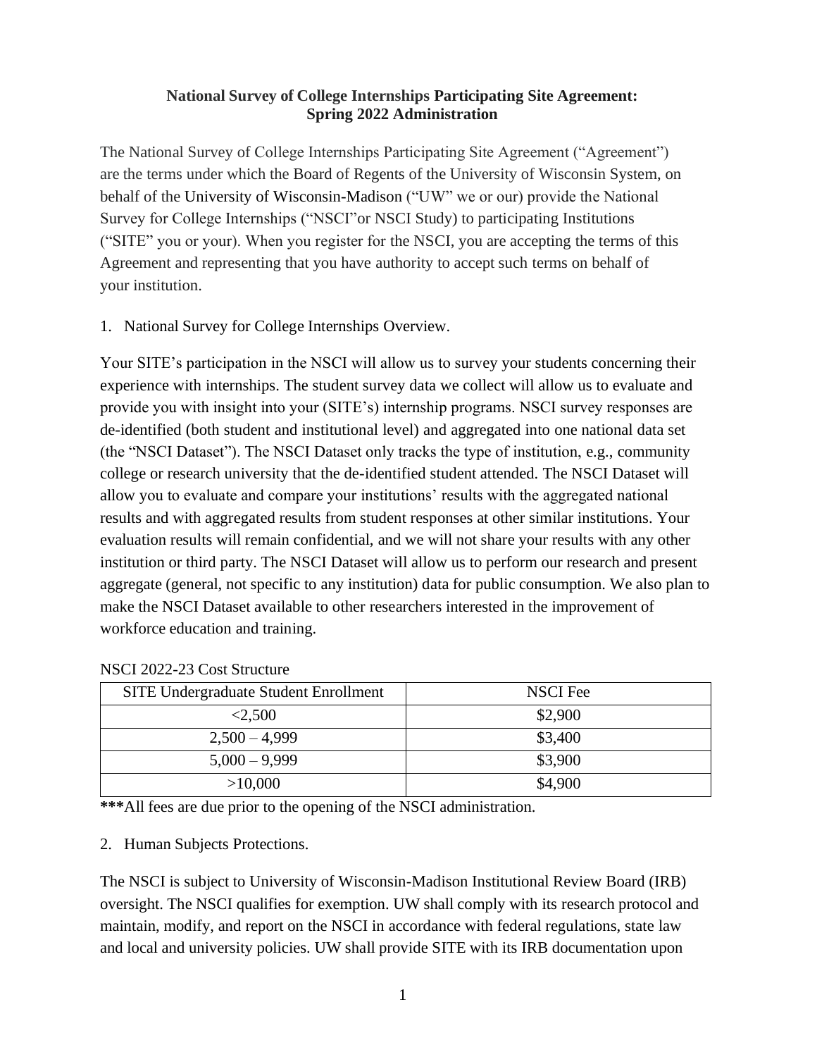**National Survey of College Internships Participating Site Agreement: Spring 2022 Administration**

The National Survey of College Internships Participating Site Agreement ("Agreement") are the terms under which the Board of Regents of the University of Wisconsin System, on behalf of the University of Wisconsin-Madison ("UW" we or our) provide the National Survey for College Internships ("NSCI"or NSCI Study) to participating Institutions ("SITE" you or your). When you register for the NSCI, you are accepting the terms of this Agreement and representing that you have authority to accept such terms on behalf of your institution.

1. National Survey for College Internships Overview.

Your SITE's participation in the NSCI will allow us to survey your students concerning their experience with internships. The student survey data we collect will allow us to evaluate and provide you with insight into your (SITE's) internship programs. NSCI survey responses are de-identified (both student and institutional level) and aggregated into one national data set (the "NSCI Dataset"). The NSCI Dataset only tracks the type of institution, e.g., community college or research university that the de-identified student attended. The NSCI Dataset will allow you to evaluate and compare your institutions' results with the aggregated national results and with aggregated results from student responses at other similar institutions. Your evaluation results will remain confidential, and we will not share your results with any other institution or third party. The NSCI Dataset will allow us to perform our research and present aggregate (general, not specific to any institution) data for public consumption. We also plan to make the NSCI Dataset available to other researchers interested in the improvement of workforce education and training.

NSCI 2022-23 Cost Structure

| SITE Undergraduate Student Enrollment | NSCI Fee |
| --- | --- |
| <2,500 | $2,900 |
| 2,500 – 4,999 | $3,400 |
| 5,000 – 9,999 | $3,900 |
| >10,000 | $4,900 |

***All fees are due prior to the opening of the NSCI administration.

2. Human Subjects Protections.

The NSCI is subject to University of Wisconsin-Madison Institutional Review Board (IRB) oversight. The NSCI qualifies for exemption. UW shall comply with its research protocol and maintain, modify, and report on the NSCI in accordance with federal regulations, state law and local and university policies. UW shall provide SITE with its IRB documentation upon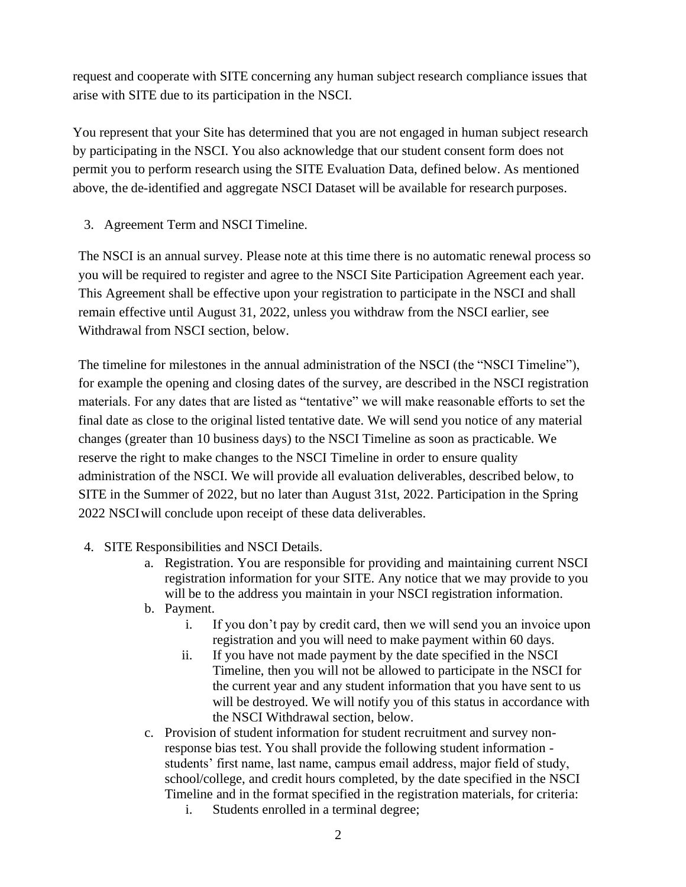request and cooperate with SITE concerning any human subject research compliance issues that arise with SITE due to its participation in the NSCI.

You represent that your Site has determined that you are not engaged in human subject research by participating in the NSCI. You also acknowledge that our student consent form does not permit you to perform research using the SITE Evaluation Data, defined below. As mentioned above, the de-identified and aggregate NSCI Dataset will be available for research purposes.

3. Agreement Term and NSCI Timeline.

The NSCI is an annual survey. Please note at this time there is no automatic renewal process so you will be required to register and agree to the NSCI Site Participation Agreement each year. This Agreement shall be effective upon your registration to participate in the NSCI and shall remain effective until August 31, 2022, unless you withdraw from the NSCI earlier, see Withdrawal from NSCI section, below.

The timeline for milestones in the annual administration of the NSCI (the "NSCI Timeline"), for example the opening and closing dates of the survey, are described in the NSCI registration materials. For any dates that are listed as "tentative" we will make reasonable efforts to set the final date as close to the original listed tentative date. We will send you notice of any material changes (greater than 10 business days) to the NSCI Timeline as soon as practicable. We reserve the right to make changes to the NSCI Timeline in order to ensure quality administration of the NSCI. We will provide all evaluation deliverables, described below, to SITE in the Summer of 2022, but no later than August 31st, 2022. Participation in the Spring 2022 NSCI will conclude upon receipt of these data deliverables.

4. SITE Responsibilities and NSCI Details.
   a. Registration. You are responsible for providing and maintaining current NSCI registration information for your SITE. Any notice that we may provide to you will be to the address you maintain in your NSCI registration information.
   b. Payment.
      i. If you don't pay by credit card, then we will send you an invoice upon registration and you will need to make payment within 60 days.
      ii. If you have not made payment by the date specified in the NSCI Timeline, then you will not be allowed to participate in the NSCI for the current year and any student information that you have sent to us will be destroyed. We will notify you of this status in accordance with the NSCI Withdrawal section, below.
   c. Provision of student information for student recruitment and survey non-response bias test. You shall provide the following student information - students' first name, last name, campus email address, major field of study, school/college, and credit hours completed, by the date specified in the NSCI Timeline and in the format specified in the registration materials, for criteria:
      i. Students enrolled in a terminal degree;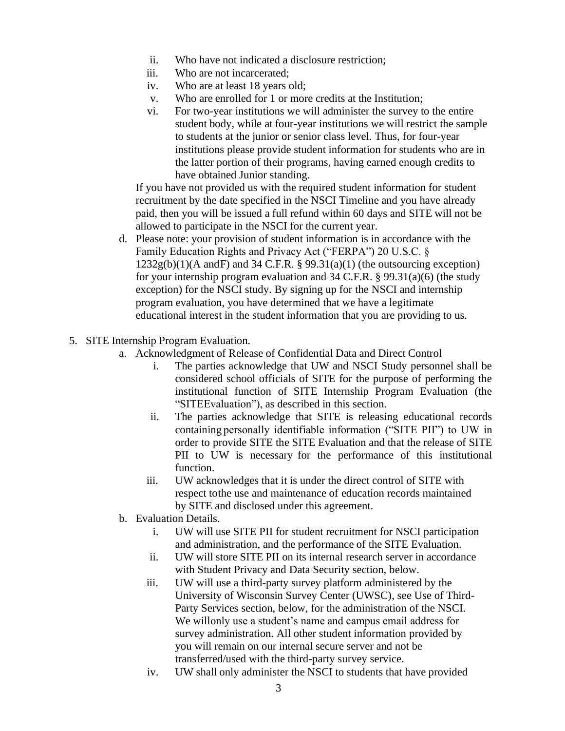ii. Who have not indicated a disclosure restriction;
   iii. Who are not incarcerated;
   iv. Who are at least 18 years old;
   v. Who are enrolled for 1 or more credits at the Institution;
   vi. For two-year institutions we will administer the survey to the entire student body, while at four-year institutions we will restrict the sample to students at the junior or senior class level. Thus, for four-year institutions please provide student information for students who are in the latter portion of their programs, having earned enough credits to have obtained Junior standing.

   If you have not provided us with the required student information for student recruitment by the date specified in the NSCI Timeline and you have already paid, then you will be issued a full refund within 60 days and SITE will not be allowed to participate in the NSCI for the current year.

d. Please note: your provision of student information is in accordance with the Family Education Rights and Privacy Act ("FERPA") 20 U.S.C. § 1232g(b)(1)(A andF) and 34 C.F.R. § 99.31(a)(1) (the outsourcing exception) for your internship program evaluation and 34 C.F.R. § 99.31(a)(6) (the study exception) for the NSCI study. By signing up for the NSCI and internship program evaluation, you have determined that we have a legitimate educational interest in the student information that you are providing to us.

5. SITE Internship Program Evaluation.
   a. Acknowledgment of Release of Confidential Data and Direct Control
      i. The parties acknowledge that UW and NSCI Study personnel shall be considered school officials of SITE for the purpose of performing the institutional function of SITE Internship Program Evaluation (the "SITEEvaluation"), as described in this section.
      ii. The parties acknowledge that SITE is releasing educational records containing personally identifiable information ("SITE PII") to UW in order to provide SITE the SITE Evaluation and that the release of SITE PII to UW is necessary for the performance of this institutional function.
      iii. UW acknowledges that it is under the direct control of SITE with respect tothe use and maintenance of education records maintained by SITE and disclosed under this agreement.
   b. Evaluation Details.
      i. UW will use SITE PII for student recruitment for NSCI participation and administration, and the performance of the SITE Evaluation.
      ii. UW will store SITE PII on its internal research server in accordance with Student Privacy and Data Security section, below.
      iii. UW will use a third-party survey platform administered by the University of Wisconsin Survey Center (UWSC), see Use of Third-Party Services section, below, for the administration of the NSCI. We willonly use a student's name and campus email address for survey administration. All other student information provided by you will remain on our internal secure server and not be transferred/used with the third-party survey service.
      iv. UW shall only administer the NSCI to students that have provided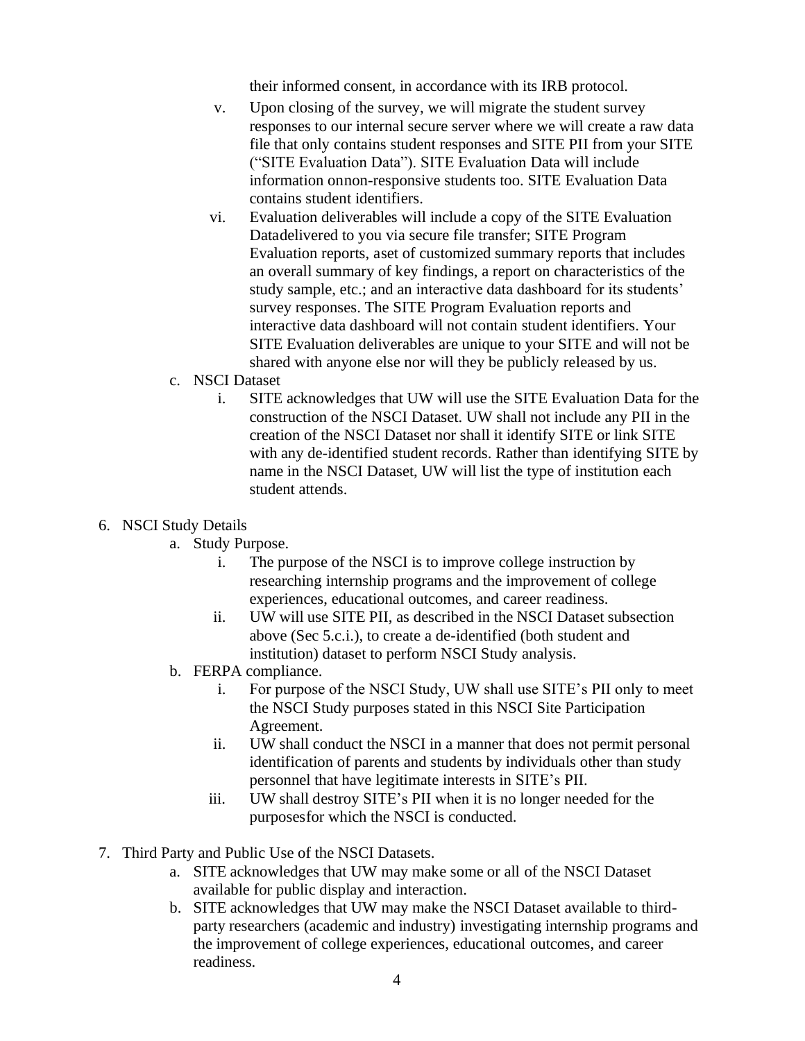their informed consent, in accordance with its IRB protocol.

   v. Upon closing of the survey, we will migrate the student survey responses to our internal secure server where we will create a raw data file that only contains student responses and SITE PII from your SITE ("SITE Evaluation Data"). SITE Evaluation Data will include information onnon-responsive students too. SITE Evaluation Data contains student identifiers.
   vi. Evaluation deliverables will include a copy of the SITE Evaluation Datadelivered to you via secure file transfer; SITE Program Evaluation reports, aset of customized summary reports that includes an overall summary of key findings, a report on characteristics of the study sample, etc.; and an interactive data dashboard for its students' survey responses. The SITE Program Evaluation reports and interactive data dashboard will not contain student identifiers. Your SITE Evaluation deliverables are unique to your SITE and will not be shared with anyone else nor will they be publicly released by us.

c. NSCI Dataset
   i. SITE acknowledges that UW will use the SITE Evaluation Data for the construction of the NSCI Dataset. UW shall not include any PII in the creation of the NSCI Dataset nor shall it identify SITE or link SITE with any de-identified student records. Rather than identifying SITE by name in the NSCI Dataset, UW will list the type of institution each student attends.

6. NSCI Study Details
   a. Study Purpose.
      i. The purpose of the NSCI is to improve college instruction by researching internship programs and the improvement of college experiences, educational outcomes, and career readiness.
      ii. UW will use SITE PII, as described in the NSCI Dataset subsection above (Sec 5.c.i.), to create a de-identified (both student and institution) dataset to perform NSCI Study analysis.
   b. FERPA compliance.
      i. For purpose of the NSCI Study, UW shall use SITE's PII only to meet the NSCI Study purposes stated in this NSCI Site Participation Agreement.
      ii. UW shall conduct the NSCI in a manner that does not permit personal identification of parents and students by individuals other than study personnel that have legitimate interests in SITE's PII.
      iii. UW shall destroy SITE's PII when it is no longer needed for the purposesfor which the NSCI is conducted.

7. Third Party and Public Use of the NSCI Datasets.
   a. SITE acknowledges that UW may make some or all of the NSCI Dataset available for public display and interaction.
   b. SITE acknowledges that UW may make the NSCI Dataset available to third-party researchers (academic and industry) investigating internship programs and the improvement of college experiences, educational outcomes, and career readiness.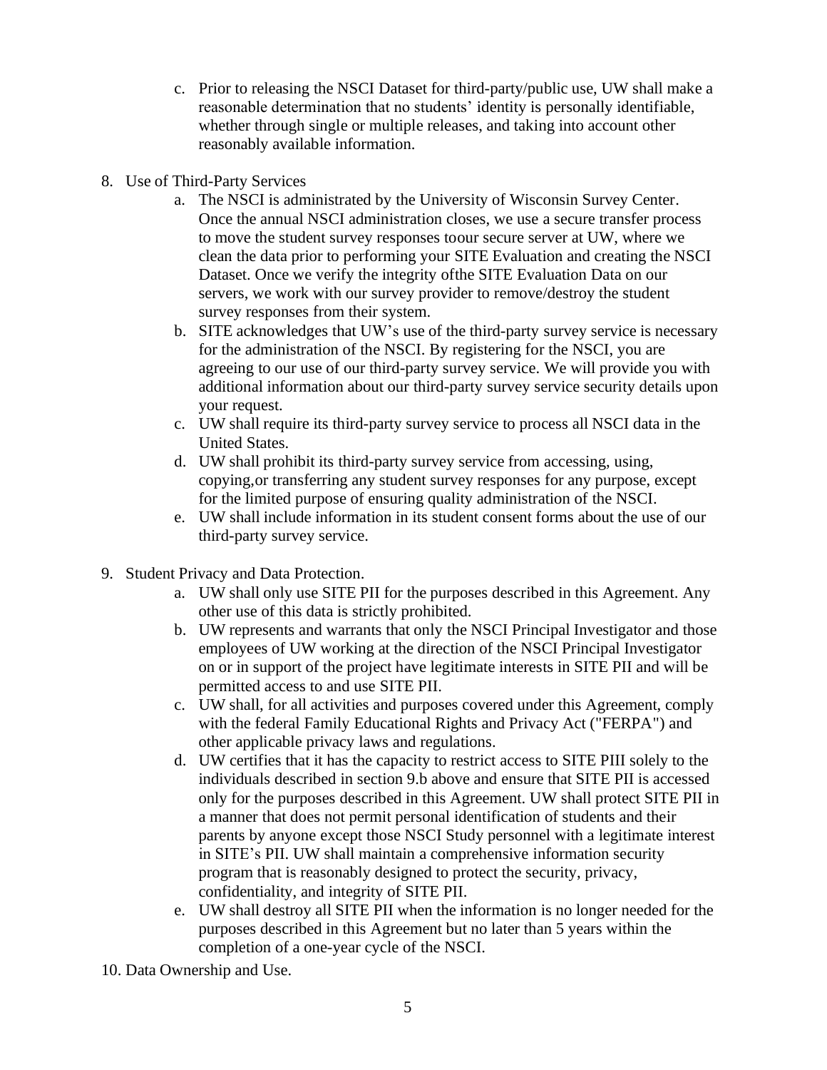c. Prior to releasing the NSCI Dataset for third-party/public use, UW shall make a reasonable determination that no students' identity is personally identifiable, whether through single or multiple releases, and taking into account other reasonably available information.

8. Use of Third-Party Services
   a. The NSCI is administrated by the University of Wisconsin Survey Center. Once the annual NSCI administration closes, we use a secure transfer process to move the student survey responses toour secure server at UW, where we clean the data prior to performing your SITE Evaluation and creating the NSCI Dataset. Once we verify the integrity ofthe SITE Evaluation Data on our servers, we work with our survey provider to remove/destroy the student survey responses from their system.
   b. SITE acknowledges that UW's use of the third-party survey service is necessary for the administration of the NSCI. By registering for the NSCI, you are agreeing to our use of our third-party survey service. We will provide you with additional information about our third-party survey service security details upon your request.
   c. UW shall require its third-party survey service to process all NSCI data in the United States.
   d. UW shall prohibit its third-party survey service from accessing, using, copying,or transferring any student survey responses for any purpose, except for the limited purpose of ensuring quality administration of the NSCI.
   e. UW shall include information in its student consent forms about the use of our third-party survey service.

9. Student Privacy and Data Protection.
   a. UW shall only use SITE PII for the purposes described in this Agreement. Any other use of this data is strictly prohibited.
   b. UW represents and warrants that only the NSCI Principal Investigator and those employees of UW working at the direction of the NSCI Principal Investigator on or in support of the project have legitimate interests in SITE PII and will be permitted access to and use SITE PII.
   c. UW shall, for all activities and purposes covered under this Agreement, comply with the federal Family Educational Rights and Privacy Act ("FERPA") and other applicable privacy laws and regulations.
   d. UW certifies that it has the capacity to restrict access to SITE PIII solely to the individuals described in section 9.b above and ensure that SITE PII is accessed only for the purposes described in this Agreement. UW shall protect SITE PII in a manner that does not permit personal identification of students and their parents by anyone except those NSCI Study personnel with a legitimate interest in SITE's PII. UW shall maintain a comprehensive information security program that is reasonably designed to protect the security, privacy, confidentiality, and integrity of SITE PII.
   e. UW shall destroy all SITE PII when the information is no longer needed for the purposes described in this Agreement but no later than 5 years within the completion of a one-year cycle of the NSCI.

10. Data Ownership and Use.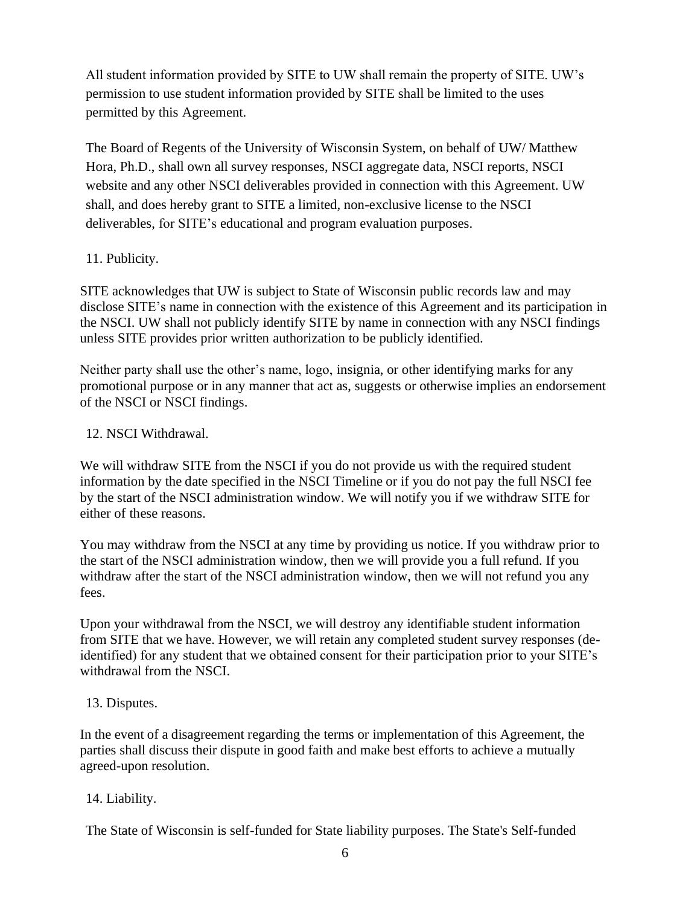All student information provided by SITE to UW shall remain the property of SITE. UW's permission to use student information provided by SITE shall be limited to the uses permitted by this Agreement.

The Board of Regents of the University of Wisconsin System, on behalf of UW/ Matthew Hora, Ph.D., shall own all survey responses, NSCI aggregate data, NSCI reports, NSCI website and any other NSCI deliverables provided in connection with this Agreement. UW shall, and does hereby grant to SITE a limited, non-exclusive license to the NSCI deliverables, for SITE's educational and program evaluation purposes.

11. Publicity.

SITE acknowledges that UW is subject to State of Wisconsin public records law and may disclose SITE's name in connection with the existence of this Agreement and its participation in the NSCI. UW shall not publicly identify SITE by name in connection with any NSCI findings unless SITE provides prior written authorization to be publicly identified.

Neither party shall use the other's name, logo, insignia, or other identifying marks for any promotional purpose or in any manner that act as, suggests or otherwise implies an endorsement of the NSCI or NSCI findings.

12. NSCI Withdrawal.

We will withdraw SITE from the NSCI if you do not provide us with the required student information by the date specified in the NSCI Timeline or if you do not pay the full NSCI fee by the start of the NSCI administration window. We will notify you if we withdraw SITE for either of these reasons.

You may withdraw from the NSCI at any time by providing us notice. If you withdraw prior to the start of the NSCI administration window, then we will provide you a full refund. If you withdraw after the start of the NSCI administration window, then we will not refund you any fees.

Upon your withdrawal from the NSCI, we will destroy any identifiable student information from SITE that we have. However, we will retain any completed student survey responses (de-identified) for any student that we obtained consent for their participation prior to your SITE's withdrawal from the NSCI.

13. Disputes.

In the event of a disagreement regarding the terms or implementation of this Agreement, the parties shall discuss their dispute in good faith and make best efforts to achieve a mutually agreed-upon resolution.

14. Liability.

The State of Wisconsin is self-funded for State liability purposes. The State's Self-funded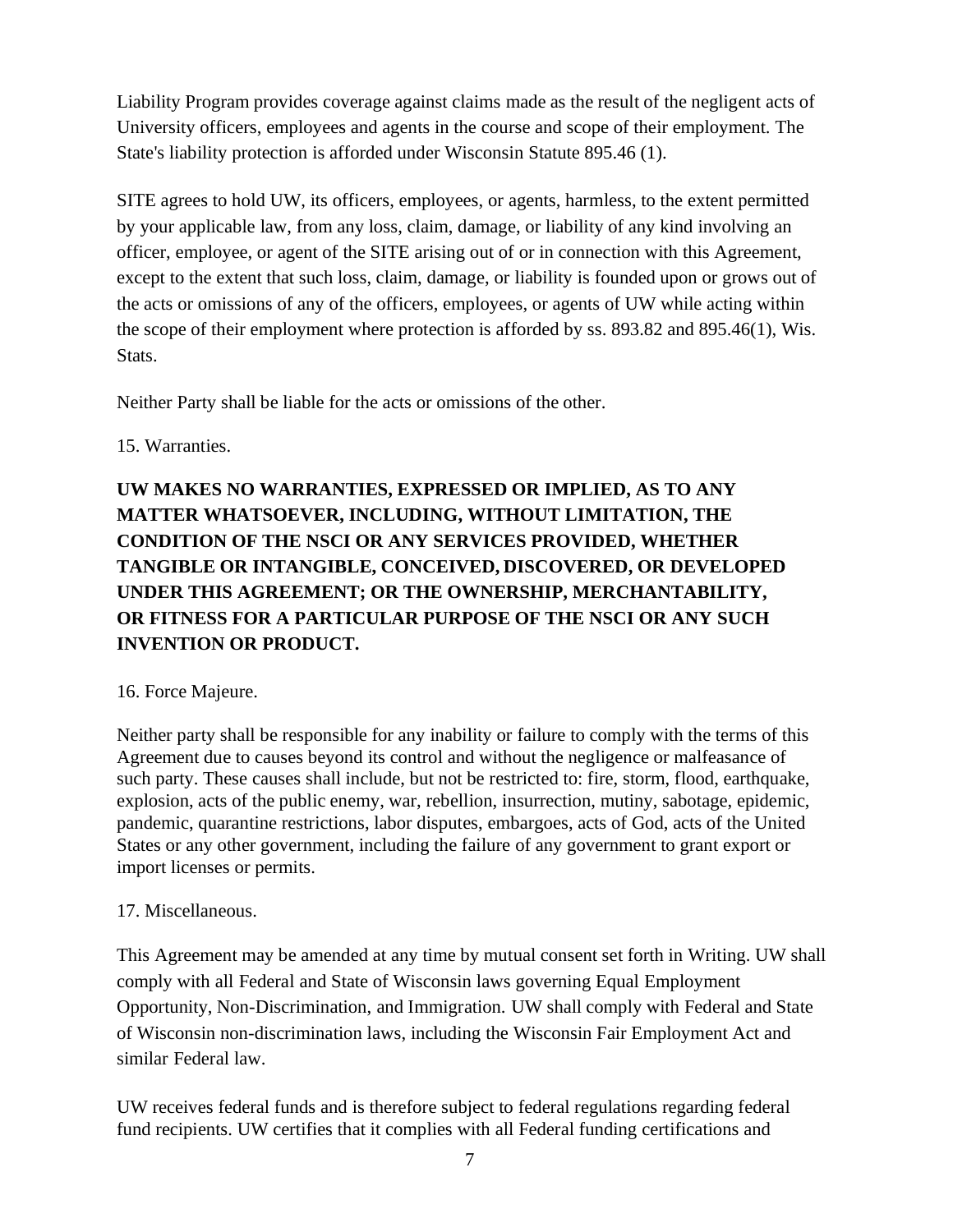Liability Program provides coverage against claims made as the result of the negligent acts of University officers, employees and agents in the course and scope of their employment. The State's liability protection is afforded under Wisconsin Statute 895.46 (1).

SITE agrees to hold UW, its officers, employees, or agents, harmless, to the extent permitted by your applicable law, from any loss, claim, damage, or liability of any kind involving an officer, employee, or agent of the SITE arising out of or in connection with this Agreement, except to the extent that such loss, claim, damage, or liability is founded upon or grows out of the acts or omissions of any of the officers, employees, or agents of UW while acting within the scope of their employment where protection is afforded by ss. 893.82 and 895.46(1), Wis. Stats.

Neither Party shall be liable for the acts or omissions of the other.

15. Warranties.

**UW MAKES NO WARRANTIES, EXPRESSED OR IMPLIED, AS TO ANY MATTER WHATSOEVER, INCLUDING, WITHOUT LIMITATION, THE CONDITION OF THE NSCI OR ANY SERVICES PROVIDED, WHETHER TANGIBLE OR INTANGIBLE, CONCEIVED, DISCOVERED, OR DEVELOPED UNDER THIS AGREEMENT; OR THE OWNERSHIP, MERCHANTABILITY, OR FITNESS FOR A PARTICULAR PURPOSE OF THE NSCI OR ANY SUCH INVENTION OR PRODUCT.**

16. Force Majeure.

Neither party shall be responsible for any inability or failure to comply with the terms of this Agreement due to causes beyond its control and without the negligence or malfeasance of such party. These causes shall include, but not be restricted to: fire, storm, flood, earthquake, explosion, acts of the public enemy, war, rebellion, insurrection, mutiny, sabotage, epidemic, pandemic, quarantine restrictions, labor disputes, embargoes, acts of God, acts of the United States or any other government, including the failure of any government to grant export or import licenses or permits.

17. Miscellaneous.

This Agreement may be amended at any time by mutual consent set forth in Writing. UW shall comply with all Federal and State of Wisconsin laws governing Equal Employment Opportunity, Non-Discrimination, and Immigration. UW shall comply with Federal and State of Wisconsin non-discrimination laws, including the Wisconsin Fair Employment Act and similar Federal law.

UW receives federal funds and is therefore subject to federal regulations regarding federal fund recipients. UW certifies that it complies with all Federal funding certifications and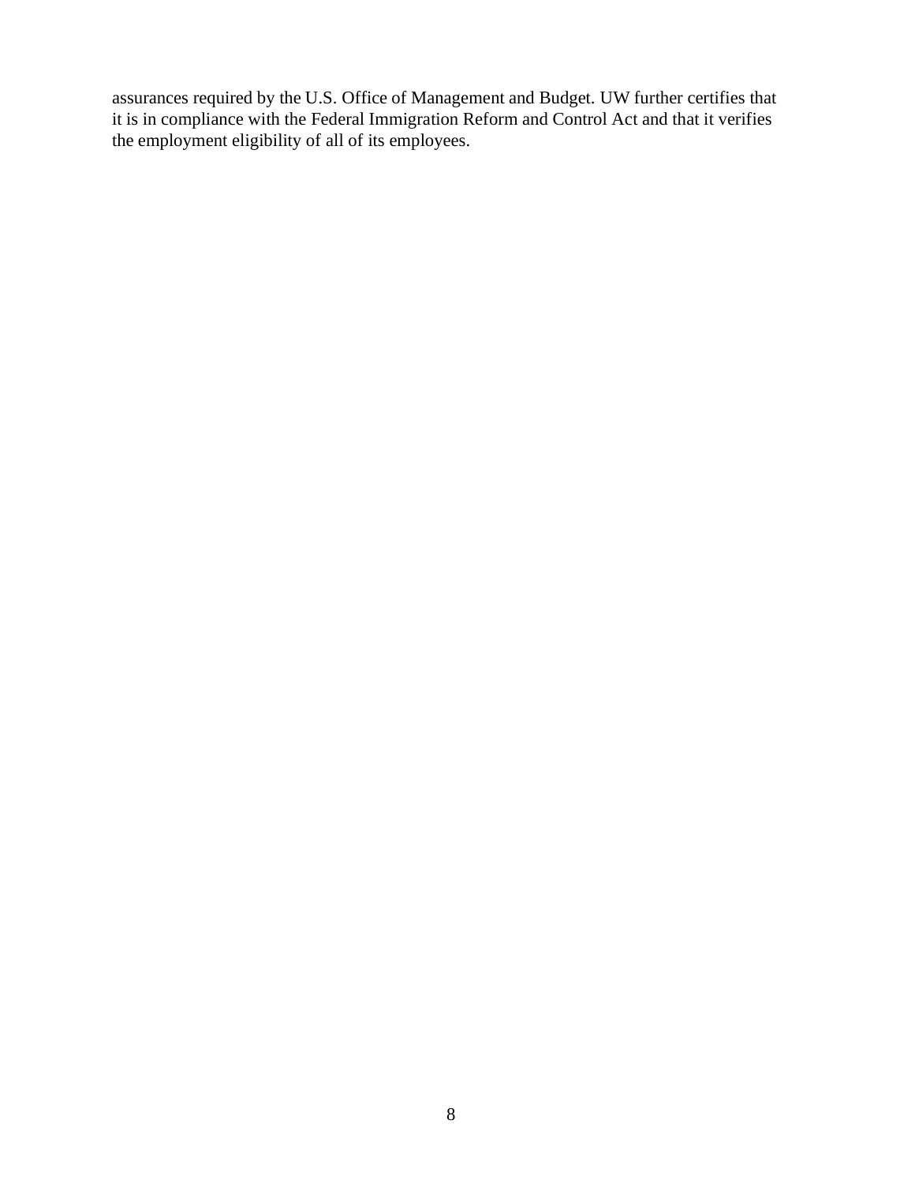assurances required by the U.S. Office of Management and Budget. UW further certifies that it is in compliance with the Federal Immigration Reform and Control Act and that it verifies the employment eligibility of all of its employees.